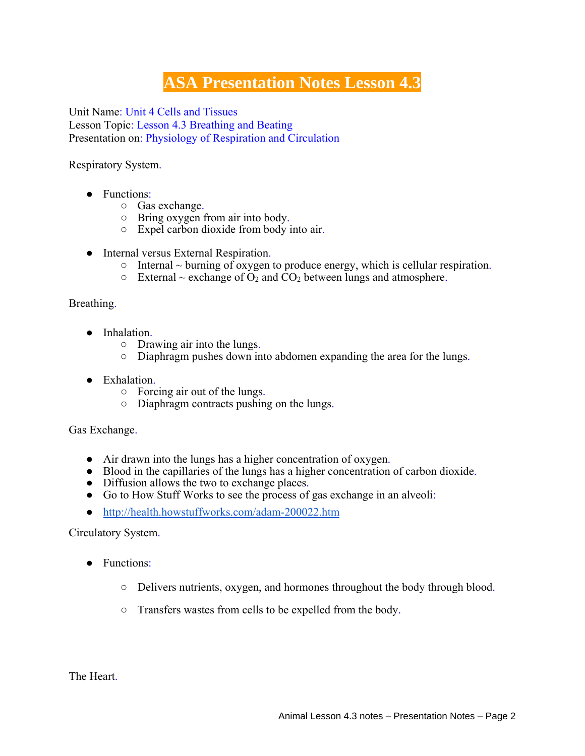# ASA Presentation Notes Lesson 4.3

Unit Name: Unit 4 Cells and Tissues
Lesson Topic: Lesson 4.3 Breathing and Beating
Presentation on: Physiology of Respiration and Circulation

Respiratory System.

- Functions:
  - Gas exchange.
  - Bring oxygen from air into body.
  - Expel carbon dioxide from body into air.

- Internal versus External Respiration.
  - Internal ~ burning of oxygen to produce energy, which is cellular respiration.
  - External ~ exchange of $O_2$ and $CO_2$ between lungs and atmosphere.

Breathing.

- Inhalation.
  - Drawing air into the lungs.
  - Diaphragm pushes down into abdomen expanding the area for the lungs.

- Exhalation.
  - Forcing air out of the lungs.
  - Diaphragm contracts pushing on the lungs.

Gas Exchange.

- Air drawn into the lungs has a higher concentration of oxygen.
- Blood in the capillaries of the lungs has a higher concentration of carbon dioxide.
- Diffusion allows the two to exchange places.
- Go to How Stuff Works to see the process of gas exchange in an alveoli:
- http://health.howstuffworks.com/adam-200022.htm

Circulatory System.

- Functions:

  - Delivers nutrients, oxygen, and hormones throughout the body through blood.

  - Transfers wastes from cells to be expelled from the body.

The Heart.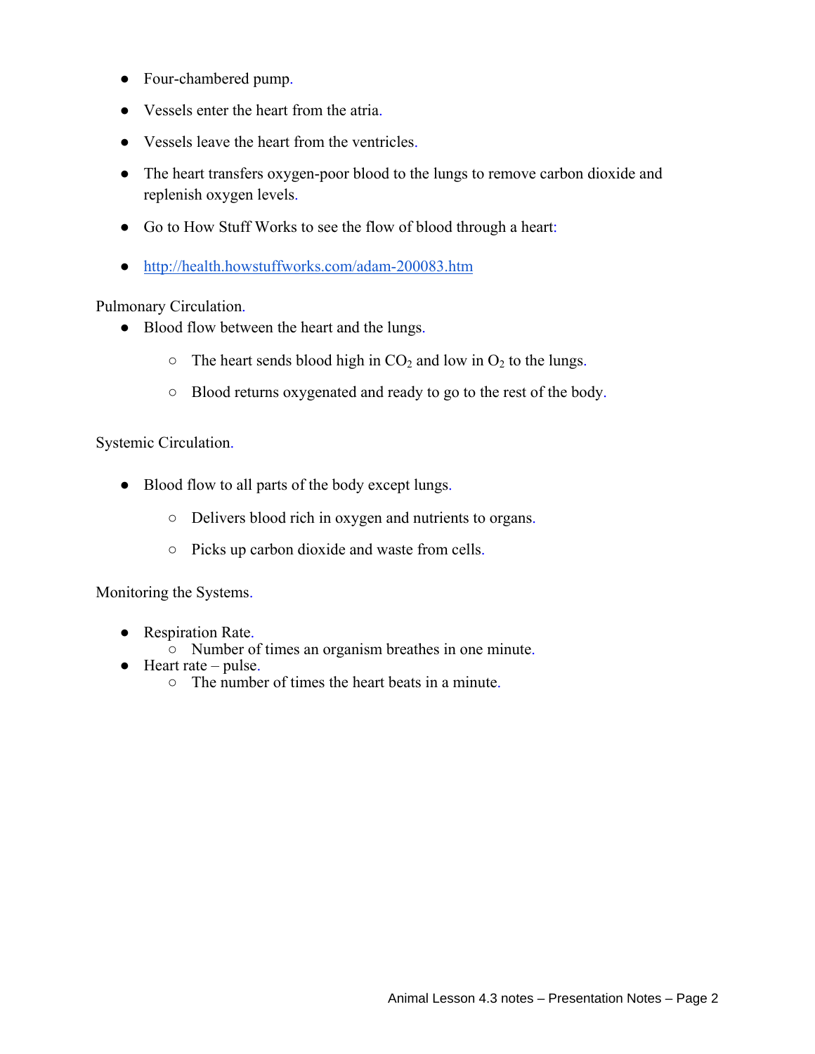- Four-chambered pump.
- Vessels enter the heart from the atria.
- Vessels leave the heart from the ventricles.
- The heart transfers oxygen-poor blood to the lungs to remove carbon dioxide and replenish oxygen levels.
- Go to How Stuff Works to see the flow of blood through a heart:
- http://health.howstuffworks.com/adam-200083.htm

Pulmonary Circulation.

- Blood flow between the heart and the lungs.
  - The heart sends blood high in $CO_2$ and low in $O_2$ to the lungs.
  - Blood returns oxygenated and ready to go to the rest of the body.

Systemic Circulation.

- Blood flow to all parts of the body except lungs.
  - Delivers blood rich in oxygen and nutrients to organs.
  - Picks up carbon dioxide and waste from cells.

Monitoring the Systems.

- Respiration Rate.
  - Number of times an organism breathes in one minute.
- Heart rate – pulse.
  - The number of times the heart beats in a minute.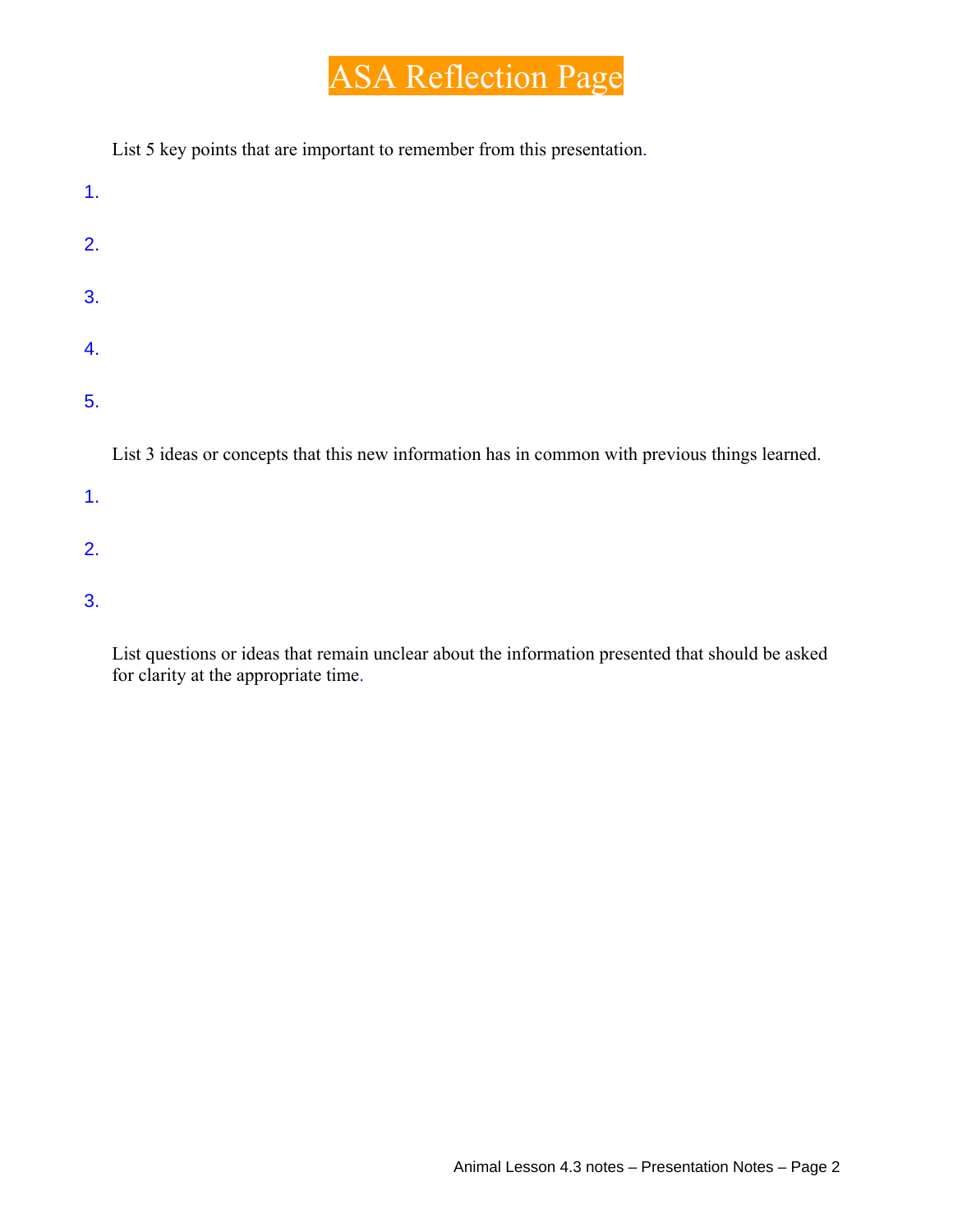# ASA Reflection Page

List 5 key points that are important to remember from this presentation.

1.

2.

3.

4.

5.

List 3 ideas or concepts that this new information has in common with previous things learned.

1.

2.

3.

List questions or ideas that remain unclear about the information presented that should be asked for clarity at the appropriate time.